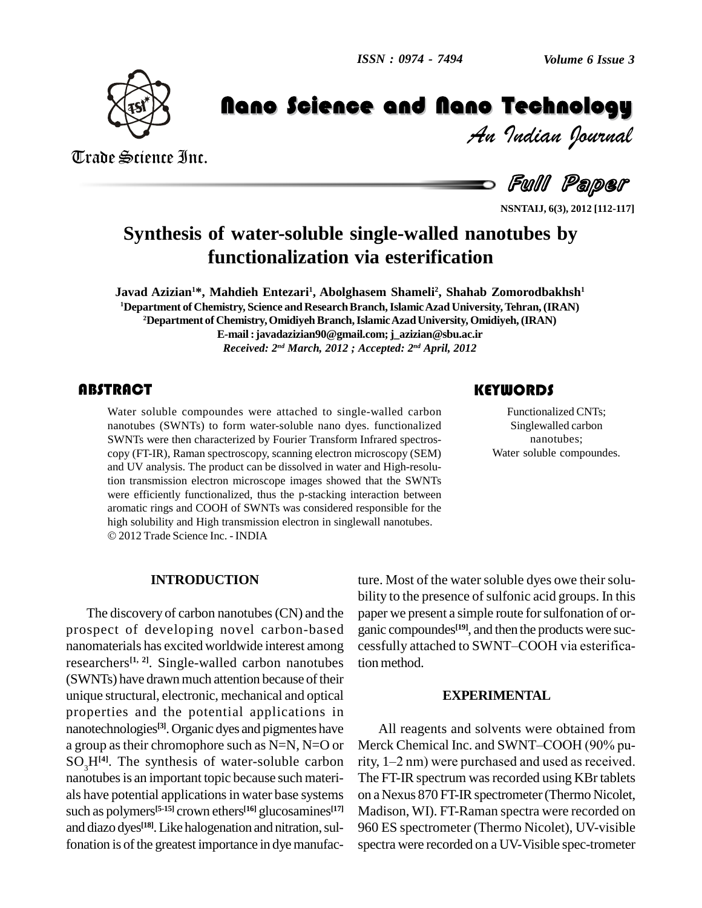# Synthesis of water-soluble single-walled nanotubes by functionalization via esterification

**Javad Azizian[1]\*, Mahdieh Entezari[1], Abolghasem Shameli[2], Shahab Zomorodbakhsh[1]**

[1]Department of Chemistry, Science and Research Branch, Islamic Azad University, Tehran, (IRAN)

[2]Department of Chemistry, Omidiyeh Branch, Islamic Azad University, Omidiyeh, (IRAN)

E-mail : javadazizian90@gmail.com; j_azizian@sbu.ac.ir

*Received: 2nd March, 2012 ; Accepted: 2nd April, 2012*

## ABSTRACT

Water soluble compoundes were attached to single-walled carbon nanotubes (SWNTs) to form water-soluble nano dyes. functionalized SWNTs were then characterized by Fourier Transform Infrared spectroscopy (FT-IR), Raman spectroscopy, scanning electron microscopy (SEM) and UV analysis. The product can be dissolved in water and High-resolution transmission electron microscope images showed that the SWNTs were efficiently functionalized, thus the p-stacking interaction between aromatic rings and COOH of SWNTs was considered responsible for the high solubility and High transmission electron in singlewall nanotubes.

© 2012 Trade Science Inc. - INDIA

## KEYWORDS

Functionalized CNTs;
Singlewalled carbon nanotubes;
Water soluble compoundes.

## INTRODUCTION

The discovery of carbon nanotubes (CN) and the prospect of developing novel carbon-based nanomaterials has excited worldwide interest among researchers[1, 2]. Single-walled carbon nanotubes (SWNTs) have drawn much attention because of their unique structural, electronic, mechanical and optical properties and the potential applications in nanotechnologies[3]. Organic dyes and pigmentes have a group as their chromophore such as N=N, N=O or $SO_3H$[4]. The synthesis of water-soluble carbon nanotubes is an important topic because such materials have potential applications in water base systems such as polymers[5-15] crown ethers[16] glucosamines[17] and diazo dyes[18]. Like halogenation and nitration, sulfonation is of the greatest importance in dye manufacture. Most of the water soluble dyes owe their solubility to the presence of sulfonic acid groups. In this paper we present a simple route for sulfonation of organic compoundes[19], and then the products were successfully attached to SWNT–COOH via esterification method.

## EXPERIMENTAL

All reagents and solvents were obtained from Merck Chemical Inc. and SWNT–COOH (90% purity, 1–2 nm) were purchased and used as received. The FT-IR spectrum was recorded using KBr tablets on a Nexus 870 FT-IR spectrometer (Thermo Nicolet, Madison, WI). FT-Raman spectra were recorded on 960 ES spectrometer (Thermo Nicolet), UV-visible spectra were recorded on a UV-Visible spec-trometer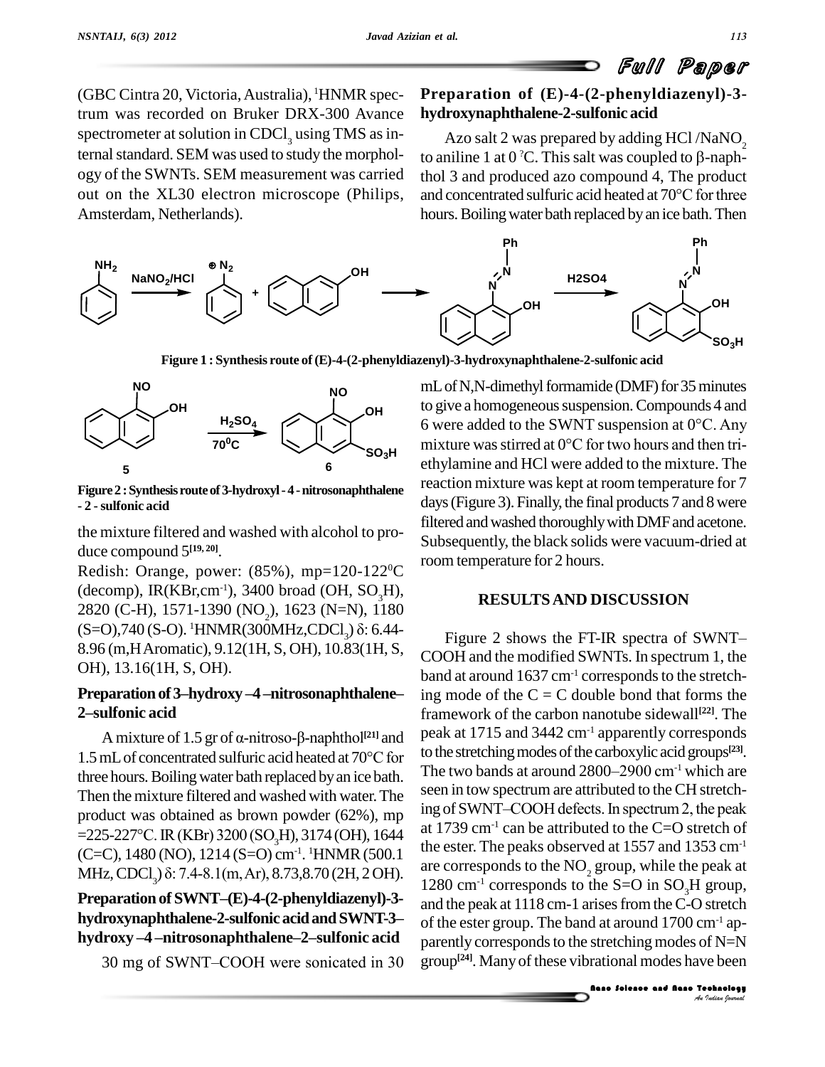(GBC Cintra 20, Victoria, Australia), $^1$HNMR spectrum was recorded on Bruker DRX-300 Avance spectrometer at solution in $CDCl_3$ using TMS as internal standard. SEM was used to study the morphology of the SWNTs. SEM measurement was carried out on the XL30 electron microscope (Philips, Amsterdam, Netherlands).

### Preparation of (E)-4-(2-phenyldiazenyl)-3-hydroxynaphthalene-2-sulfonic acid

Azo salt 2 was prepared by adding HCl /$NaNO_2$ to aniline 1 at 0 °C. This salt was coupled to β-naphthol 3 and produced azo compound 4, The product and concentrated sulfuric acid heated at 70°C for three hours. Boiling water bath replaced by an ice bath. Then

**Figure 1 : Synthesis route of (E)-4-(2-phenyldiazenyl)-3-hydroxynaphthalene-2-sulfonic acid**

**Figure 2 : Synthesis route of 3-hydroxyl - 4 - nitrosonaphthalene - 2 - sulfonic acid**

the mixture filtered and washed with alcohol to produce compound 5[19, 20].

Redish: Orange, power: (85%), mp=120-122$^0$C (decomp), IR(KBr,cm$^{-1}$), 3400 broad (OH, $SO_3H$), 2820 (C-H), 1571-1390 ($NO_2$), 1623 (N=N), 1180 (S=O),740 (S-O). $^1$HNMR(300MHz,$CDCl_3$) δ: 6.44-8.96 (m,H Aromatic), 9.12(1H, S, OH), 10.83(1H, S, OH), 13.16(1H, S, OH).

### Preparation of 3–hydroxy –4 –nitrosonaphthalene–2–sulfonic acid

A mixture of 1.5 gr of α-nitroso-β-naphthol[21] and 1.5 mL of concentrated sulfuric acid heated at 70°C for three hours. Boiling water bath replaced by an ice bath. Then the mixture filtered and washed with water. The product was obtained as brown powder (62%), mp =225-227°C. IR (KBr) 3200 ($SO_3H$), 3174 (OH), 1644 (C=C), 1480 (NO), 1214 (S=O) cm$^{-1}$. $^1$HNMR (500.1 MHz, $CDCl_3$) δ: 7.4-8.1(m, Ar), 8.73,8.70 (2H, 2 OH).

### Preparation of SWNT–(E)-4-(2-phenyldiazenyl)-3-hydroxynaphthalene-2-sulfonic acid and SWNT-3–hydroxy –4 –nitrosonaphthalene–2–sulfonic acid

30 mg of SWNT–COOH were sonicated in 30 mL of N,N-dimethyl formamide (DMF) for 35 minutes to give a homogeneous suspension. Compounds 4 and 6 were added to the SWNT suspension at 0°C. Any mixture was stirred at 0°C for two hours and then triethylamine and HCl were added to the mixture. The reaction mixture was kept at room temperature for 7 days (Figure 3). Finally, the final products 7 and 8 were filtered and washed thoroughly with DMF and acetone. Subsequently, the black solids were vacuum-dried at room temperature for 2 hours.

## RESULTS AND DISCUSSION

Figure 2 shows the FT-IR spectra of SWNT–COOH and the modified SWNTs. In spectrum 1, the band at around 1637 cm$^{-1}$ corresponds to the stretching mode of the C = C double bond that forms the framework of the carbon nanotube sidewall[22]. The peak at 1715 and 3442 cm$^{-1}$ apparently corresponds to the stretching modes of the carboxylic acid groups[23]. The two bands at around 2800–2900 cm$^{-1}$ which are seen in tow spectrum are attributed to the CH stretching of SWNT–COOH defects. In spectrum 2, the peak at 1739 cm$^{-1}$ can be attributed to the C=O stretch of the ester. The peaks observed at 1557 and 1353 cm$^{-1}$ are corresponds to the $NO_2$ group, while the peak at 1280 cm$^{-1}$ corresponds to the S=O in $SO_3H$ group, and the peak at 1118 cm-1 arises from the C-O stretch of the ester group. The band at around 1700 cm$^{-1}$ apparently corresponds to the stretching modes of N=N group[24]. Many of these vibrational modes have been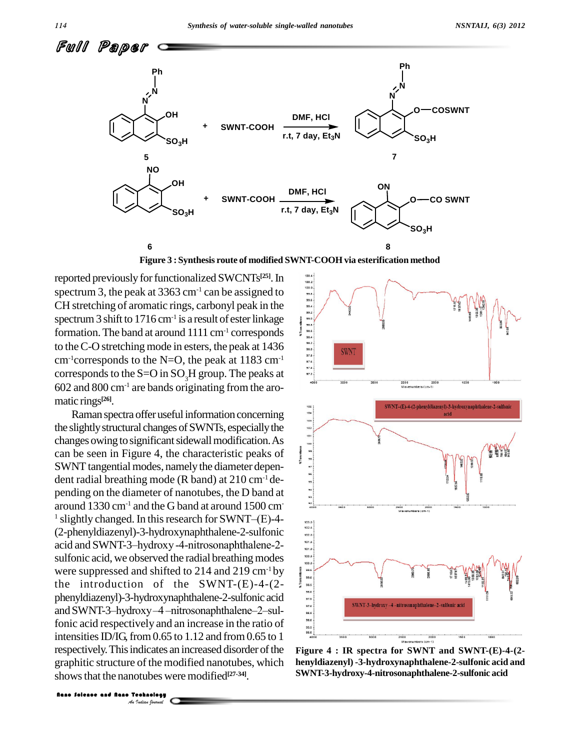## Full Paper

**Figure 3 : Synthesis route of modified SWNT-COOH via esterification method**

reported previously for functionalized SWCNTs[25]. In spectrum 3, the peak at 3363 $cm^{-1}$ can be assigned to CH stretching of aromatic rings, carbonyl peak in the spectrum 3 shift to 1716 $cm^{-1}$ is a result of ester linkage formation. The band at around 1111 $cm^{-1}$ corresponds to the C-O stretching mode in esters, the peak at 1436 $cm^{-1}$corresponds to the N=O, the peak at 1183 $cm^{-1}$ corresponds to the S=O in $SO_3H$ group. The peaks at 602 and 800 $cm^{-1}$ are bands originating from the aromatic rings[26].

Raman spectra offer useful information concerning the slightly structural changes of SWNTs, especially the changes owing to significant sidewall modification. As can be seen in Figure 4, the characteristic peaks of SWNT tangential modes, namely the diameter dependent radial breathing mode (R band) at 210 $cm^{-1}$ depending on the diameter of nanotubes, the D band at around 1330 $cm^{-1}$ and the G band at around 1500 $cm^{-1}$ slightly changed. In this research for SWNT–(E)-4-(2-phenyldiazenyl)-3-hydroxynaphthalene-2-sulfonic acid and SWNT-3–hydroxy -4-nitrosonaphthalene-2-sulfonic acid, we observed the radial breathing modes were suppressed and shifted to 214 and 219 $cm^{-1}$ by the introduction of the SWNT-(E)-4-(2-phenyldiazenyl)-3-hydroxynaphthalene-2-sulfonic acid and SWNT-3–hydroxy –4 –nitrosonaphthalene–2–sulfonic acid respectively and an increase in the ratio of intensities ID/IG, from 0.65 to 1.12 and from 0.65 to 1 respectively. This indicates an increased disorder of the graphitic structure of the modified nanotubes, which shows that the nanotubes were modified[27-34].

**Figure 4 : IR spectra for SWNT and SWNT-(E)-4-(2-henyldiazenyl) -3-hydroxynaphthalene-2-sulfonic acid and SWNT-3-hydroxy-4-nitrosonaphthalene-2-sulfonic acid**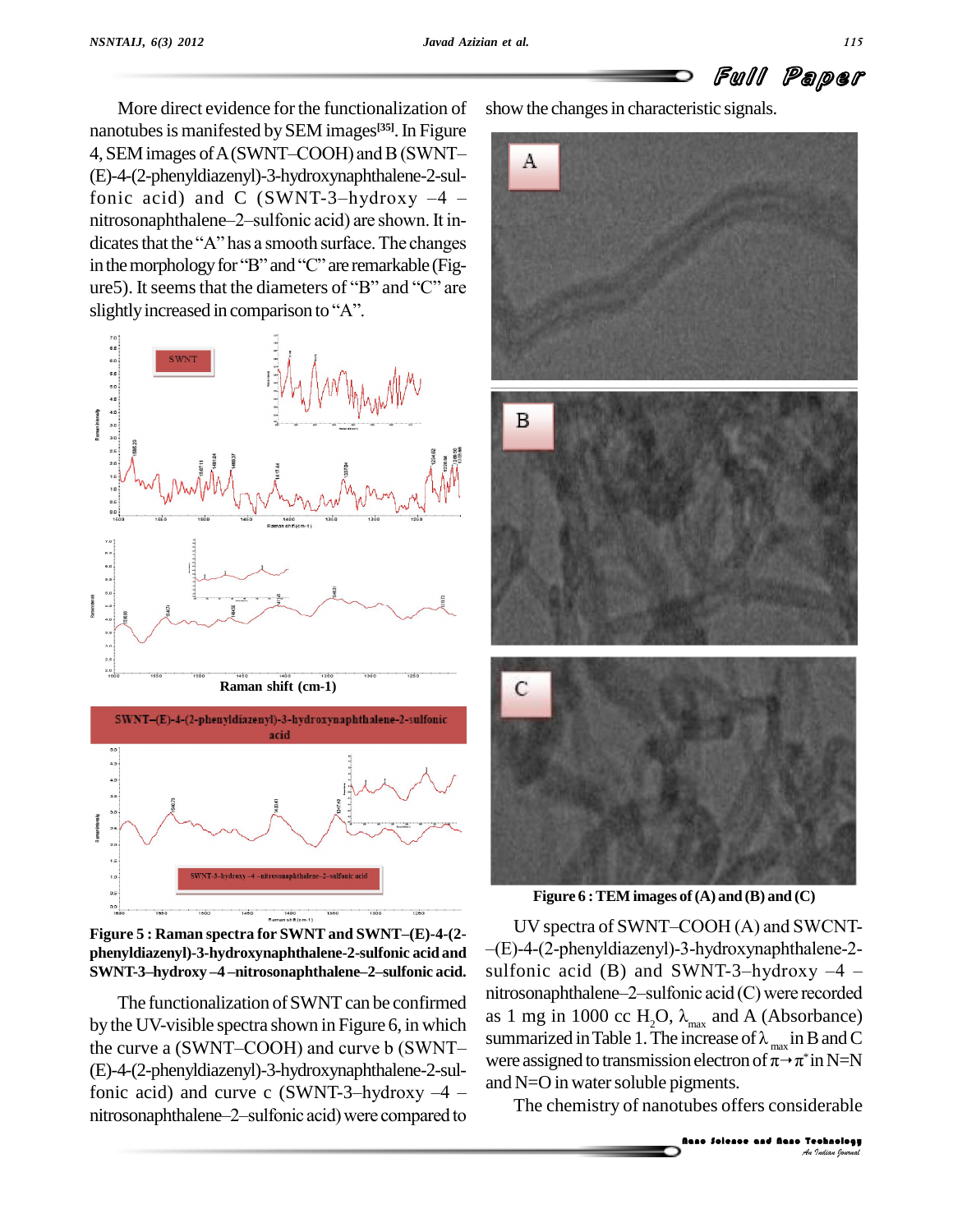More direct evidence for the functionalization of nanotubes is manifested by SEM images[35]. In Figure 4, SEM images of A (SWNT–COOH) and B (SWNT–(E)-4-(2-phenyldiazenyl)-3-hydroxynaphthalene-2-sulfonic acid) and C (SWNT-3–hydroxy –4 –nitrosonaphthalene–2–sulfonic acid) are shown. It indicates that the "A" has a smooth surface. The changes in the morphology for "B" and "C" are remarkable (Figure5). It seems that the diameters of "B" and "C" are slightly increased in comparison to "A".

**Figure 5 : Raman spectra for SWNT and SWNT–(E)-4-(2-phenyldiazenyl)-3-hydroxynaphthalene-2-sulfonic acid and SWNT-3–hydroxy –4 –nitrosonaphthalene–2–sulfonic acid.**

The functionalization of SWNT can be confirmed by the UV-visible spectra shown in Figure 6, in which the curve a (SWNT–COOH) and curve b (SWNT–(E)-4-(2-phenyldiazenyl)-3-hydroxynaphthalene-2-sulfonic acid) and curve c (SWNT-3–hydroxy –4 –nitrosonaphthalene–2–sulfonic acid) were compared to show the changes in characteristic signals.

**Figure 6 : TEM images of (A) and (B) and (C)**

UV spectra of SWNT–COOH (A) and SWCNT-–(E)-4-(2-phenyldiazenyl)-3-hydroxynaphthalene-2-sulfonic acid (B) and SWNT-3–hydroxy –4 –nitrosonaphthalene–2–sulfonic acid (C) were recorded as 1 mg in 1000 cc $H_2O$, $\lambda_{max}$ and A (Absorbance) summarized in Table 1. The increase of $\lambda_{max}$ in B and C were assigned to transmission electron of $\pi \rightarrow \pi^*$ in N=N and N=O in water soluble pigments.

The chemistry of nanotubes offers considerable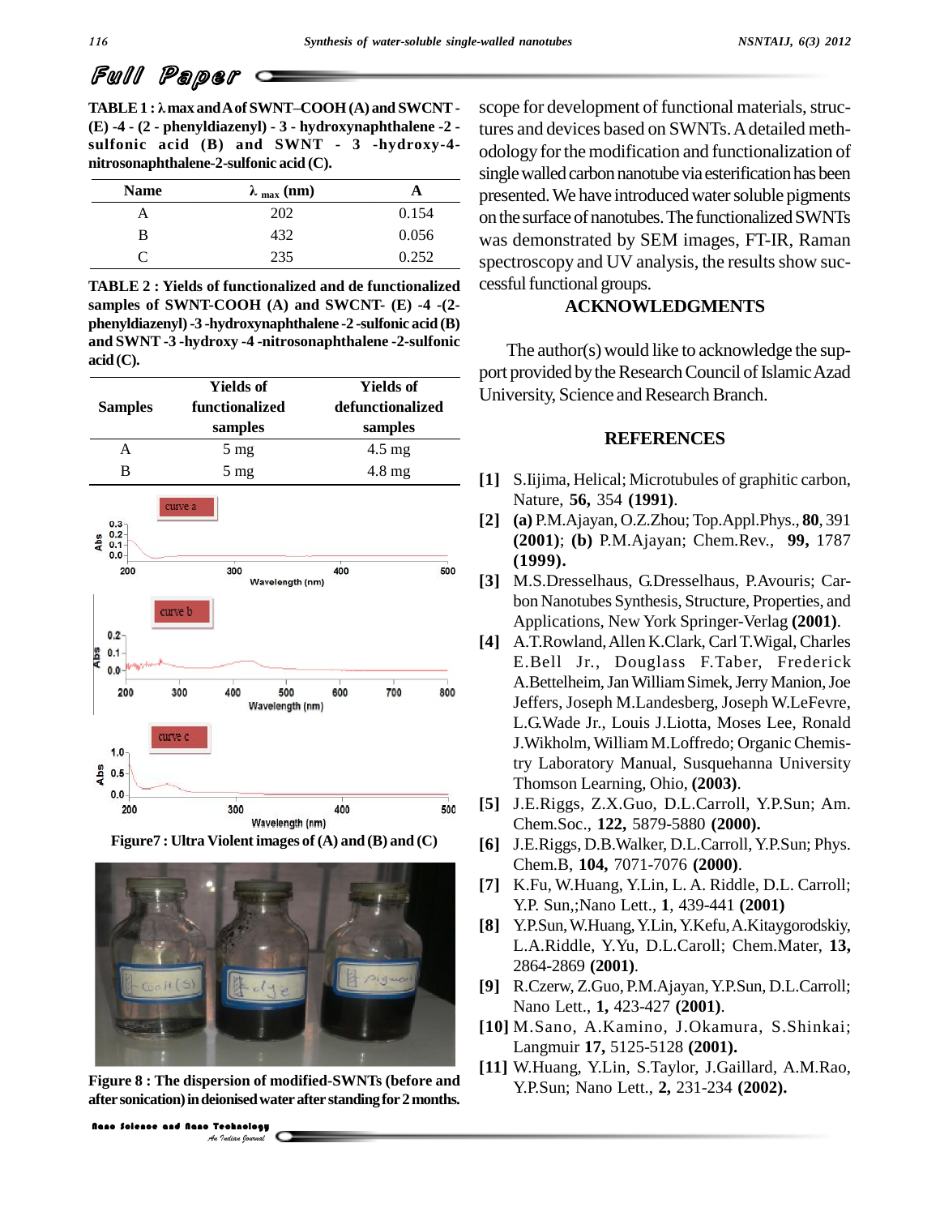**TABLE 1 : λ max and A of SWNT–COOH (A) and SWCNT - (E) -4 - (2 - phenyldiazenyl) - 3 - hydroxynaphthalene -2 - sulfonic acid (B) and SWNT - 3 -hydroxy-4-nitrosonaphthalene-2-sulfonic acid (C).**

| Name | $\lambda_{max}$ (nm) | A |
|---|---|---|
| A | 202 | 0.154 |
| B | 432 | 0.056 |
| C | 235 | 0.252 |

**TABLE 2 : Yields of functionalized and de functionalized samples of SWNT-COOH (A) and SWCNT- (E) -4 -(2-phenyldiazenyl) -3 -hydroxynaphthalene -2 -sulfonic acid (B) and SWNT -3 -hydroxy -4 -nitrosonaphthalene -2-sulfonic acid (C).**

| Samples | Yields of functionalized samples | Yields of defunctionalized samples |
|---|---|---|
| A | 5 mg | 4.5 mg |
| B | 5 mg | 4.8 mg |

**Figure7 : Ultra Violent images of (A) and (B) and (C)**

**Figure 8 : The dispersion of modified-SWNTs (before and after sonication) in deionised water after standing for 2 months.**

scope for development of functional materials, structures and devices based on SWNTs. A detailed methodology for the modification and functionalization of single walled carbon nanotube via esterification has been presented. We have introduced water soluble pigments on the surface of nanotubes. The functionalized SWNTs was demonstrated by SEM images, FT-IR, Raman spectroscopy and UV analysis, the results show successful functional groups.

## ACKNOWLEDGMENTS

The author(s) would like to acknowledge the support provided by the Research Council of Islamic Azad University, Science and Research Branch.

## REFERENCES

[1] S.Iijima, Helical; Microtubules of graphitic carbon, Nature, **56,** 354 **(1991)**.

[2] **(a)** P.M.Ajayan, O.Z.Zhou; Top.Appl.Phys., **80**, 391 **(2001)**; **(b)** P.M.Ajayan; Chem.Rev., **99,** 1787 **(1999).**

[3] M.S.Dresselhaus, G.Dresselhaus, P.Avouris; Carbon Nanotubes Synthesis, Structure, Properties, and Applications, New York Springer-Verlag **(2001)**.

[4] A.T.Rowland, Allen K.Clark, Carl T.Wigal, Charles E.Bell Jr., Douglass F.Taber, Frederick A.Bettelheim, Jan William Simek, Jerry Manion, Joe Jeffers, Joseph M.Landesberg, Joseph W.LeFevre, L.G.Wade Jr., Louis J.Liotta, Moses Lee, Ronald J.Wikholm, William M.Loffredo; Organic Chemistry Laboratory Manual, Susquehanna University Thomson Learning, Ohio, **(2003)**.

[5] J.E.Riggs, Z.X.Guo, D.L.Carroll, Y.P.Sun; Am. Chem.Soc., **122,** 5879-5880 **(2000).**

[6] J.E.Riggs, D.B.Walker, D.L.Carroll, Y.P.Sun; Phys. Chem.B, **104,** 7071-7076 **(2000)**.

[7] K.Fu, W.Huang, Y.Lin, L. A. Riddle, D.L. Carroll; Y.P. Sun,;Nano Lett., **1**, 439-441 **(2001)**

[8] Y.P.Sun, W.Huang, Y.Lin, Y.Kefu, A.Kitaygorodskiy, L.A.Riddle, Y.Yu, D.L.Caroll; Chem.Mater, **13,** 2864-2869 **(2001)**.

[9] R.Czerw, Z.Guo, P.M.Ajayan, Y.P.Sun, D.L.Carroll; Nano Lett., **1,** 423-427 **(2001)**.

[10] M.Sano, A.Kamino, J.Okamura, S.Shinkai; Langmuir **17,** 5125-5128 **(2001).**

[11] W.Huang, Y.Lin, S.Taylor, J.Gaillard, A.M.Rao, Y.P.Sun; Nano Lett., **2,** 231-234 **(2002).**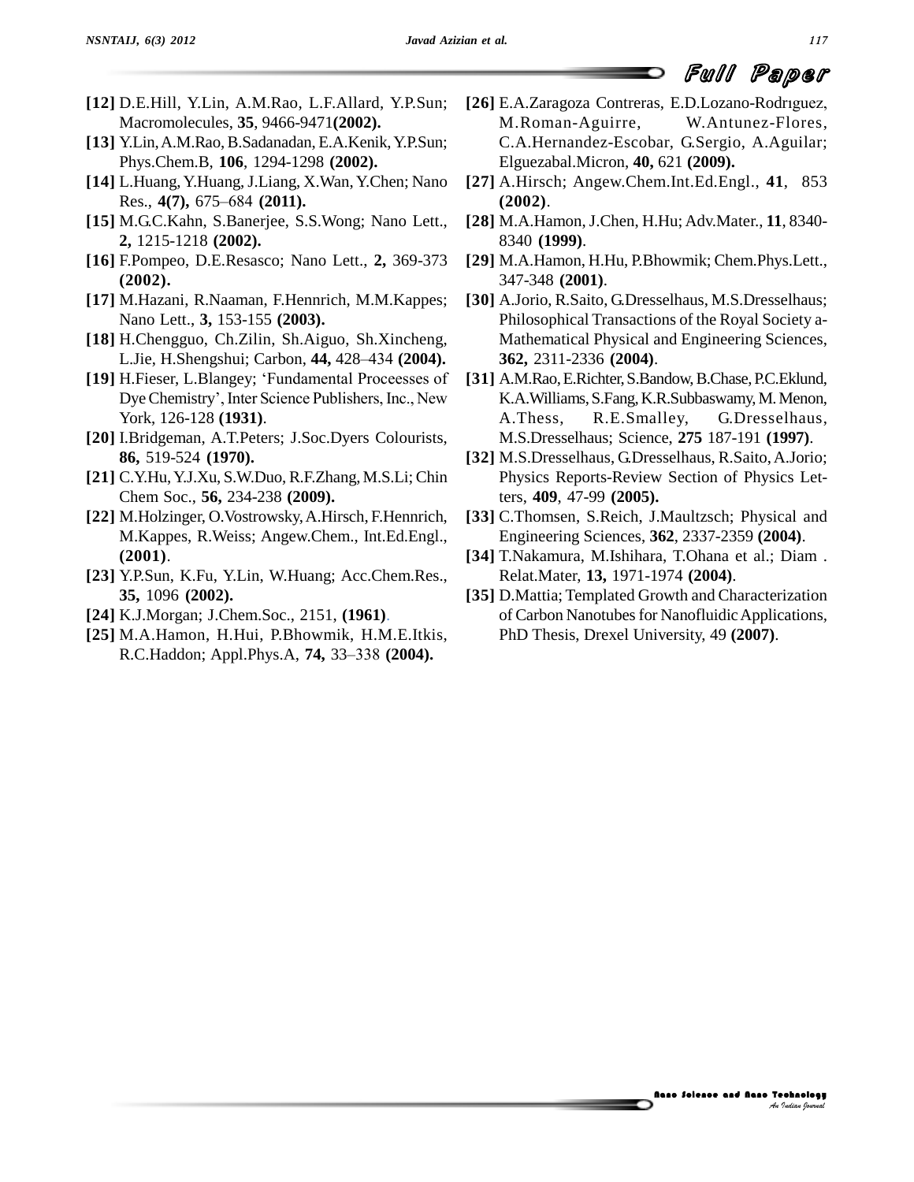[12] D.E.Hill, Y.Lin, A.M.Rao, L.F.Allard, Y.P.Sun; Macromolecules, **35**, 9466-9471**(2002).**

[13] Y.Lin, A.M.Rao, B.Sadanadan, E.A.Kenik, Y.P.Sun; Phys.Chem.B, **106**, 1294-1298 **(2002).**

[14] L.Huang, Y.Huang, J.Liang, X.Wan, Y.Chen; Nano Res., **4(7),** 675–684 **(2011).**

[15] M.G.C.Kahn, S.Banerjee, S.S.Wong; Nano Lett., **2,** 1215-1218 **(2002).**

[16] F.Pompeo, D.E.Resasco; Nano Lett., **2,** 369-373 **(2002).**

[17] M.Hazani, R.Naaman, F.Hennrich, M.M.Kappes; Nano Lett., **3,** 153-155 **(2003).**

[18] H.Chengguo, Ch.Zilin, Sh.Aiguo, Sh.Xincheng, L.Jie, H.Shengshui; Carbon, **44,** 428–434 **(2004).**

[19] H.Fieser, L.Blangey; 'Fundamental Proceesses of Dye Chemistry', Inter Science Publishers, Inc., New York, 126-128 **(1931)**.

[20] I.Bridgeman, A.T.Peters; J.Soc.Dyers Colourists, **86,** 519-524 **(1970).**

[21] C.Y.Hu, Y.J.Xu, S.W.Duo, R.F.Zhang, M.S.Li; Chin Chem Soc., **56,** 234-238 **(2009).**

[22] M.Holzinger, O.Vostrowsky, A.Hirsch, F.Hennrich, M.Kappes, R.Weiss; Angew.Chem., Int.Ed.Engl., **(2001)**.

[23] Y.P.Sun, K.Fu, Y.Lin, W.Huang; Acc.Chem.Res., **35,** 1096 **(2002).**

[24] K.J.Morgan; J.Chem.Soc., 2151, **(1961)**.

[25] M.A.Hamon, H.Hui, P.Bhowmik, H.M.E.Itkis, R.C.Haddon; Appl.Phys.A, **74,** 33–338 **(2004).**

[26] E.A.Zaragoza Contreras, E.D.Lozano-Rodrıguez, M.Roman-Aguirre, W.Antunez-Flores, C.A.Hernandez-Escobar, G.Sergio, A.Aguilar; Elguezabal.Micron, **40,** 621 **(2009).**

[27] A.Hirsch; Angew.Chem.Int.Ed.Engl., **41**, 853 **(2002)**.

[28] M.A.Hamon, J.Chen, H.Hu; Adv.Mater., **11**, 8340-8340 **(1999)**.

[29] M.A.Hamon, H.Hu, P.Bhowmik; Chem.Phys.Lett., 347-348 **(2001)**.

[30] A.Jorio, R.Saito, G.Dresselhaus, M.S.Dresselhaus; Philosophical Transactions of the Royal Society a-Mathematical Physical and Engineering Sciences, **362,** 2311-2336 **(2004)**.

[31] A.M.Rao, E.Richter, S.Bandow, B.Chase, P.C.Eklund, K.A.Williams, S.Fang, K.R.Subbaswamy, M. Menon, A.Thess, R.E.Smalley, G.Dresselhaus, M.S.Dresselhaus; Science, **275** 187-191 **(1997)**.

[32] M.S.Dresselhaus, G.Dresselhaus, R.Saito, A.Jorio; Physics Reports-Review Section of Physics Letters, **409**, 47-99 **(2005).**

[33] C.Thomsen, S.Reich, J.Maultzsch; Physical and Engineering Sciences, **362**, 2337-2359 **(2004)**.

[34] T.Nakamura, M.Ishihara, T.Ohana et al.; Diam . Relat.Mater, **13,** 1971-1974 **(2004)**.

[35] D.Mattia; Templated Growth and Characterization of Carbon Nanotubes for Nanofluidic Applications, PhD Thesis, Drexel University, 49 **(2007)**.